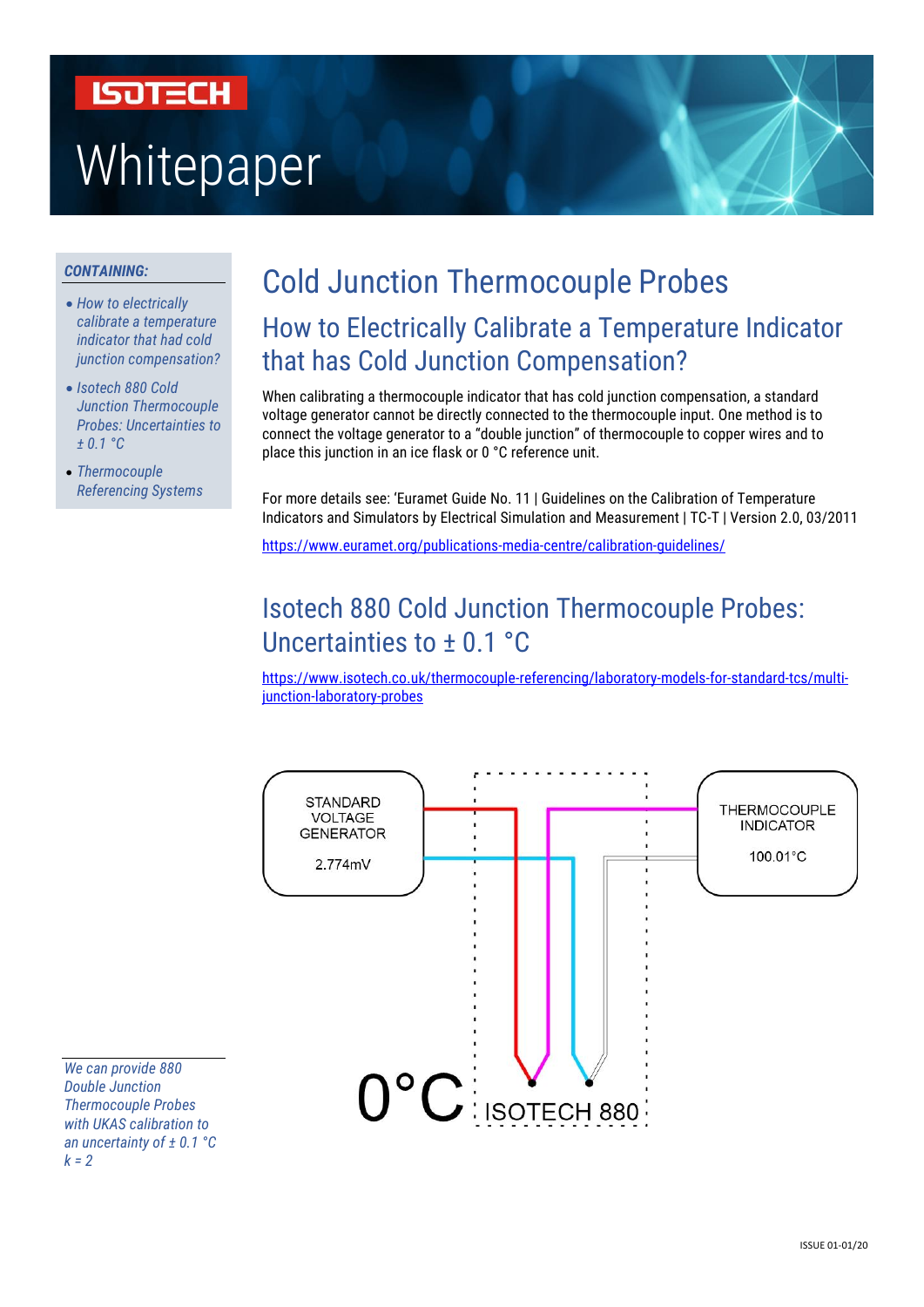# Whitepaper

**CONTAINING:**

- *How to electrically calibrate a temperature indicator that had cold junction compensation?*
- *Isotech 880 Cold Junction Thermocouple Probes: Uncertainties to ± 0.1 °C*
- *Thermocouple Referencing Systems*

# Cold Junction Thermocouple Probes

## How to Electrically Calibrate a Temperature Indicator that has Cold Junction Compensation?

When calibrating a thermocouple indicator that has cold junction compensation, a standard voltage generator cannot be directly connected to the thermocouple input. One method is to connect the voltage generator to a "double junction" of thermocouple to copper wires and to place this junction in an ice flask or 0 °C reference unit.

For more details see: 'Euramet Guide No. 11 | Guidelines on the Calibration of Temperature Indicators and Simulators by Electrical Simulation and Measurement | TC-T | Version 2.0, 03/2011

https://www.euramet.org/publications-media-centre/calibration-guidelines/

## Isotech 880 Cold Junction Thermocouple Probes: Uncertainties to ± 0.1 °C

https://www.isotech.co.uk/thermocouple-referencing/laboratory-models-for-standard-tcs/multi-junction-laboratory-probes

STANDARD VOLTAGE GENERATOR 2.774mV

THERMOCOUPLE INDICATOR 100.01°C

0°C ISOTECH 880

*We can provide 880 Double Junction Thermocouple Probes with UKAS calibration to an uncertainty of ± 0.1 °C k = 2*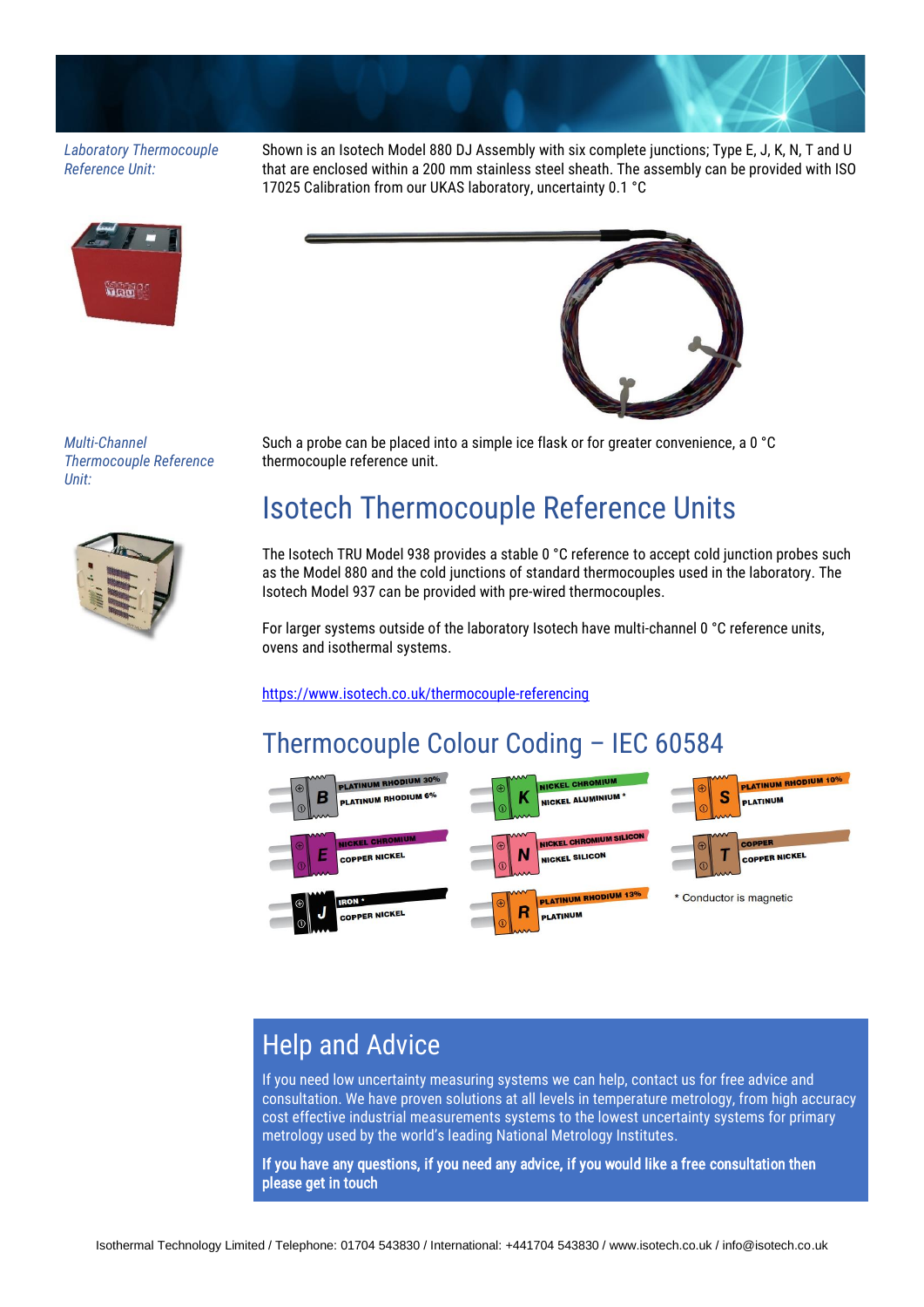*Laboratory Thermocouple Reference Unit:*

Shown is an Isotech Model 880 DJ Assembly with six complete junctions; Type E, J, K, N, T and U that are enclosed within a 200 mm stainless steel sheath. The assembly can be provided with ISO 17025 Calibration from our UKAS laboratory, uncertainty 0.1 °C

*Multi-Channel Thermocouple Reference Unit:*

Such a probe can be placed into a simple ice flask or for greater convenience, a 0 °C thermocouple reference unit.

## Isotech Thermocouple Reference Units

The Isotech TRU Model 938 provides a stable 0 °C reference to accept cold junction probes such as the Model 880 and the cold junctions of standard thermocouples used in the laboratory. The Isotech Model 937 can be provided with pre-wired thermocouples.

For larger systems outside of the laboratory Isotech have multi-channel 0 °C reference units, ovens and isothermal systems.

https://www.isotech.co.uk/thermocouple-referencing

## Thermocouple Colour Coding – IEC 60584

B
PLATINUM RHODIUM 30%
PLATINUM RHODIUM 6%

K
NICKEL CHROMIUM
NICKEL ALUMINIUM *

S
PLATINUM RHODIUM 10%
PLATINUM

E
NICKEL CHROMIUM
COPPER NICKEL

N
NICKEL CHROMIUM SILICON
NICKEL SILICON

T
COPPER
COPPER NICKEL

J
IRON *
COPPER NICKEL

R
PLATINUM RHODIUM 13%
PLATINUM

* Conductor is magnetic

## Help and Advice

If you need low uncertainty measuring systems we can help, contact us for free advice and consultation. We have proven solutions at all levels in temperature metrology, from high accuracy cost effective industrial measurements systems to the lowest uncertainty systems for primary metrology used by the world's leading National Metrology Institutes.

**If you have any questions, if you need any advice, if you would like a free consultation then please get in touch**

Isothermal Technology Limited / Telephone: 01704 543830 / International: +441704 543830 / www.isotech.co.uk / info@isotech.co.uk